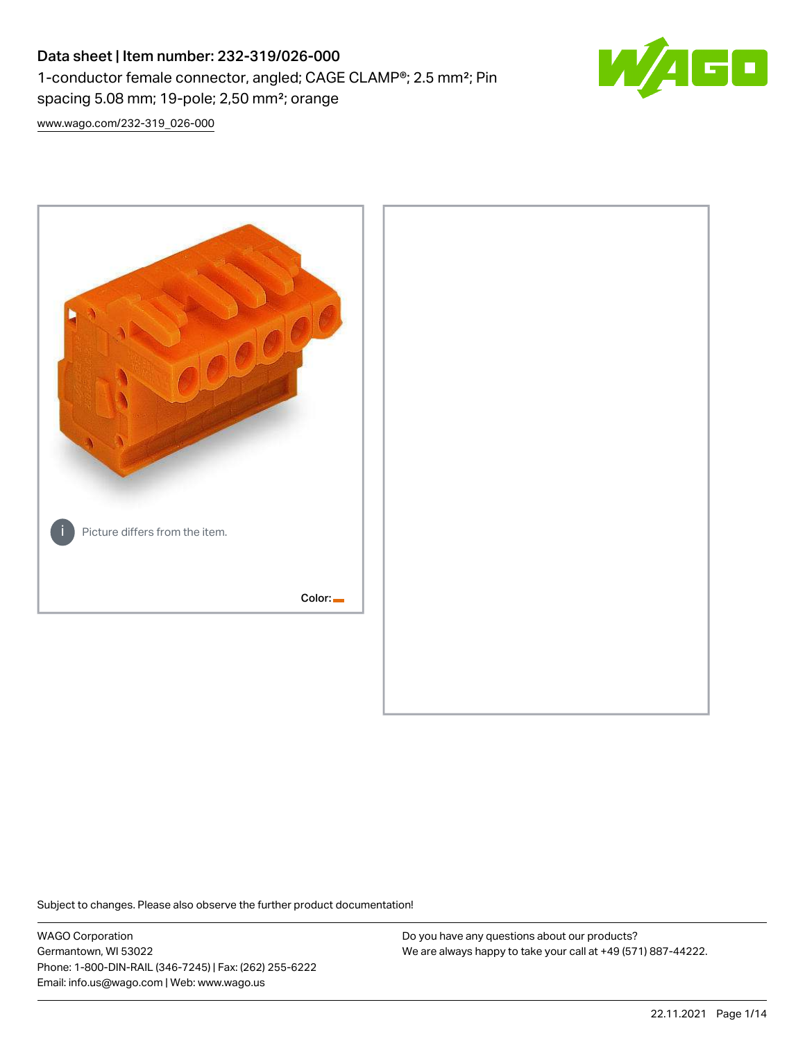# Data sheet | Item number: 232-319/026-000

1-conductor female connector, angled; CAGE CLAMP®; 2.5 mm²; Pin spacing 5.08 mm; 19-pole; 2,50 mm²; orange

www.wago.com/232-319_026-000

Picture differs from the item.

Color:

Subject to changes. Please also observe the further product documentation!

WAGO Corporation
Germantown, WI 53022
Phone: 1-800-DIN-RAIL (346-7245) | Fax: (262) 255-6222
Email: info.us@wago.com | Web: www.wago.us

Do you have any questions about our products?
We are always happy to take your call at +49 (571) 887-44222.

22.11.2021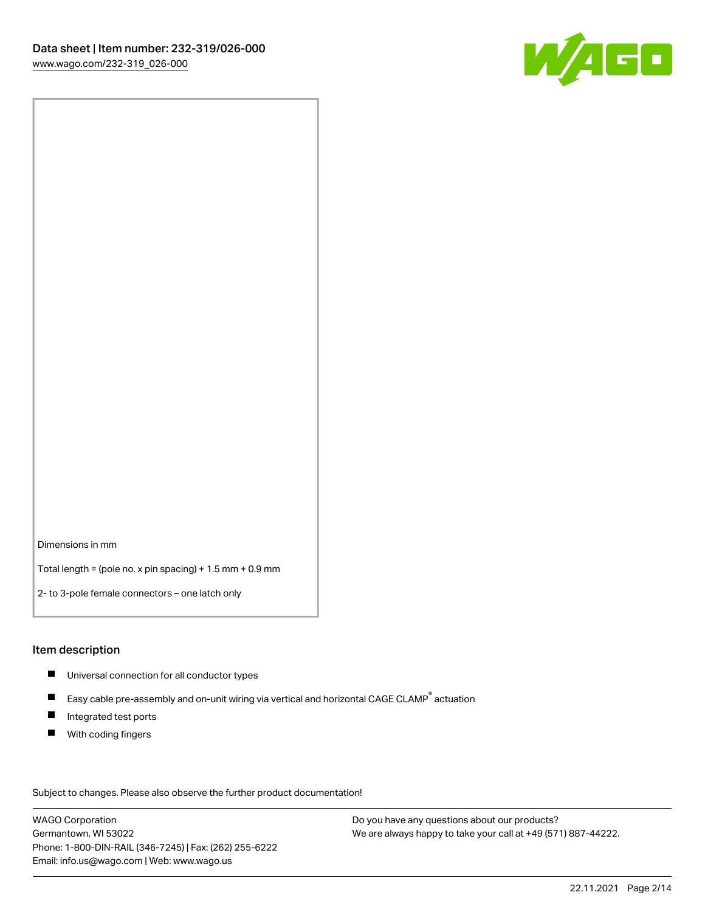Dimensions in mm

Total length = (pole no. x pin spacing) + 1.5 mm + 0.9 mm

2- to 3-pole female connectors – one latch only

## Item description

- Universal connection for all conductor types
- Easy cable pre-assembly and on-unit wiring via vertical and horizontal CAGE CLAMP® actuation
- Integrated test ports
- With coding fingers

Subject to changes. Please also observe the further product documentation!

WAGO Corporation
Germantown, WI 53022
Phone: 1-800-DIN-RAIL (346-7245) | Fax: (262) 255-6222
Email: info.us@wago.com | Web: www.wago.us

Do you have any questions about our products?
We are always happy to take your call at +49 (571) 887-44222.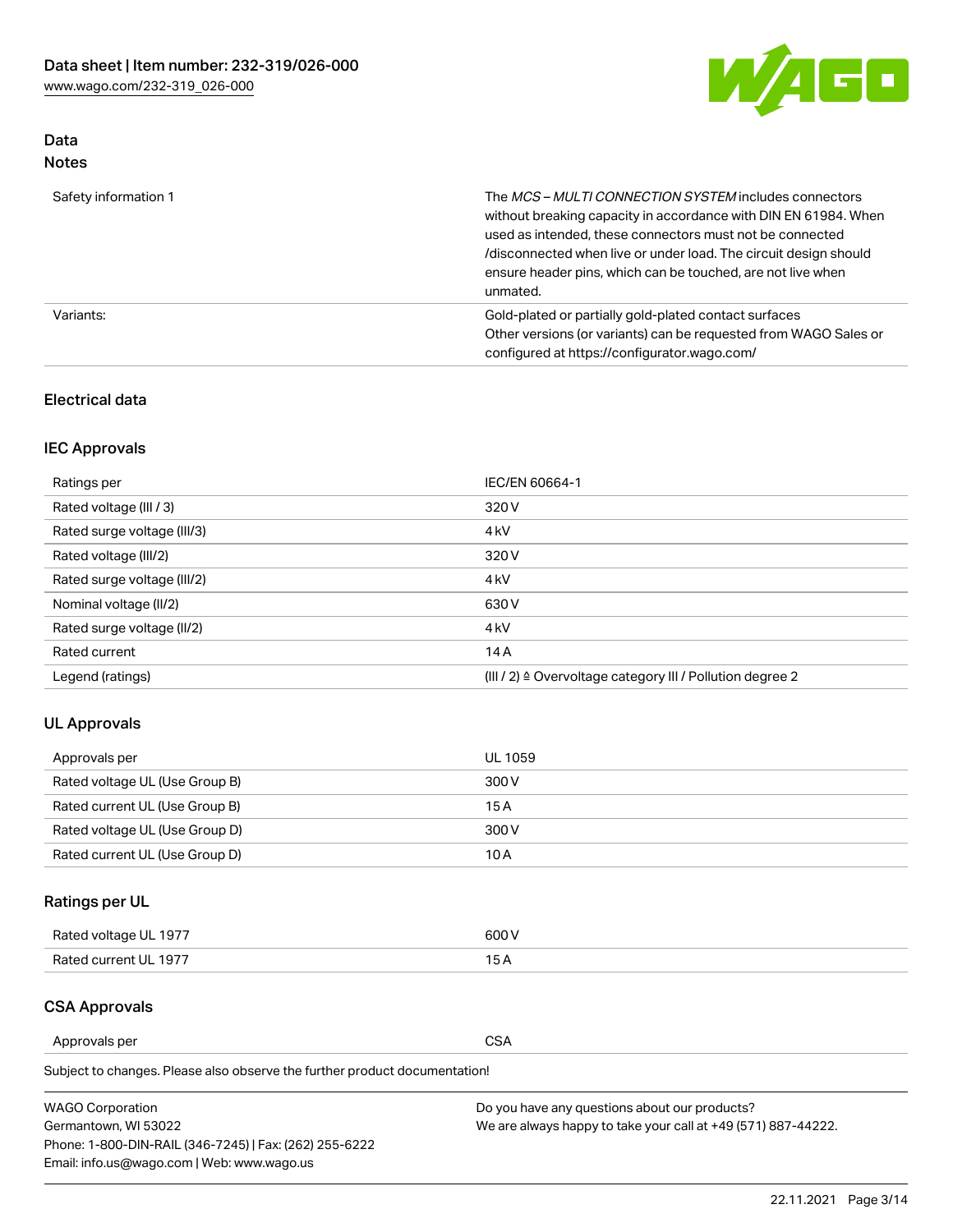## Data

### Notes

| | |
|---|---|
| Safety information 1 | The *MCS – MULTI CONNECTION SYSTEM* includes connectors without breaking capacity in accordance with DIN EN 61984. When used as intended, these connectors must not be connected /disconnected when live or under load. The circuit design should ensure header pins, which can be touched, are not live when unmated. |
| Variants: | Gold-plated or partially gold-plated contact surfaces<br>Other versions (or variants) can be requested from WAGO Sales or configured at https://configurator.wago.com/ |

## Electrical data

### IEC Approvals

| | |
|---|---|
| Ratings per | IEC/EN 60664-1 |
| Rated voltage (III / 3) | 320 V |
| Rated surge voltage (III/3) | 4 kV |
| Rated voltage (III/2) | 320 V |
| Rated surge voltage (III/2) | 4 kV |
| Nominal voltage (II/2) | 630 V |
| Rated surge voltage (II/2) | 4 kV |
| Rated current | 14 A |
| Legend (ratings) | (III / 2) ≙ Overvoltage category III / Pollution degree 2 |

### UL Approvals

| | |
|---|---|
| Approvals per | UL 1059 |
| Rated voltage UL (Use Group B) | 300 V |
| Rated current UL (Use Group B) | 15 A |
| Rated voltage UL (Use Group D) | 300 V |
| Rated current UL (Use Group D) | 10 A |

### Ratings per UL

| | |
|---|---|
| Rated voltage UL 1977 | 600 V |
| Rated current UL 1977 | 15 A |

### CSA Approvals

| | |
|---|---|
| Approvals per | CSA |

Subject to changes. Please also observe the further product documentation!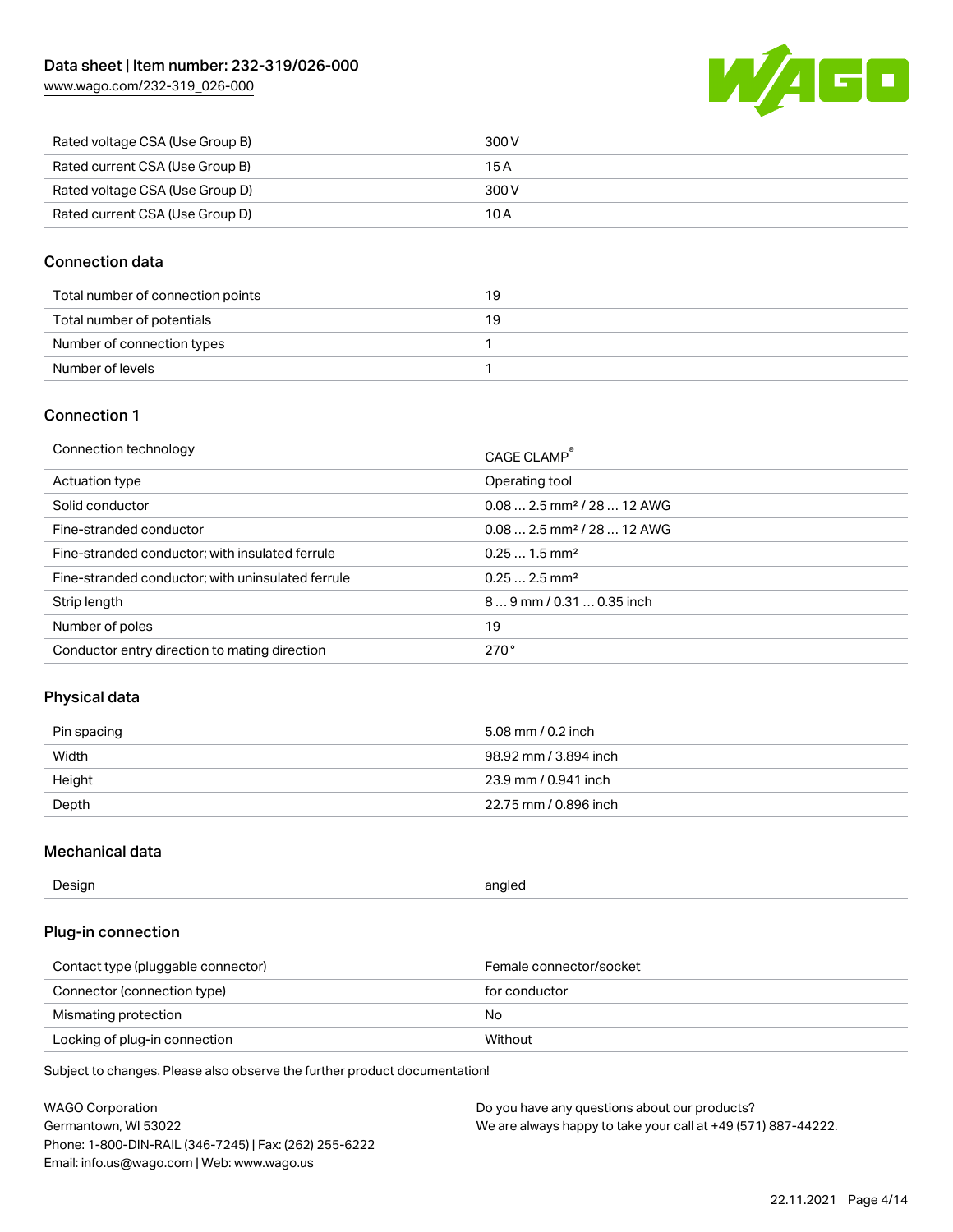| | |
|---|---|
| Rated voltage CSA (Use Group B) | 300 V |
| Rated current CSA (Use Group B) | 15 A |
| Rated voltage CSA (Use Group D) | 300 V |
| Rated current CSA (Use Group D) | 10 A |

## Connection data

| | |
|---|---|
| Total number of connection points | 19 |
| Total number of potentials | 19 |
| Number of connection types | 1 |
| Number of levels | 1 |

## Connection 1

| | |
|---|---|
| Connection technology | CAGE CLAMP® |
| Actuation type | Operating tool |
| Solid conductor | 0.08 … 2.5 mm² / 28 … 12 AWG |
| Fine-stranded conductor | 0.08 … 2.5 mm² / 28 … 12 AWG |
| Fine-stranded conductor; with insulated ferrule | 0.25 … 1.5 mm² |
| Fine-stranded conductor; with uninsulated ferrule | 0.25 … 2.5 mm² |
| Strip length | 8 … 9 mm / 0.31 … 0.35 inch |
| Number of poles | 19 |
| Conductor entry direction to mating direction | 270 ° |

## Physical data

| | |
|---|---|
| Pin spacing | 5.08 mm / 0.2 inch |
| Width | 98.92 mm / 3.894 inch |
| Height | 23.9 mm / 0.941 inch |
| Depth | 22.75 mm / 0.896 inch |

## Mechanical data

| | |
|---|---|
| Design | angled |

## Plug-in connection

| | |
|---|---|
| Contact type (pluggable connector) | Female connector/socket |
| Connector (connection type) | for conductor |
| Mismating protection | No |
| Locking of plug-in connection | Without |

Subject to changes. Please also observe the further product documentation!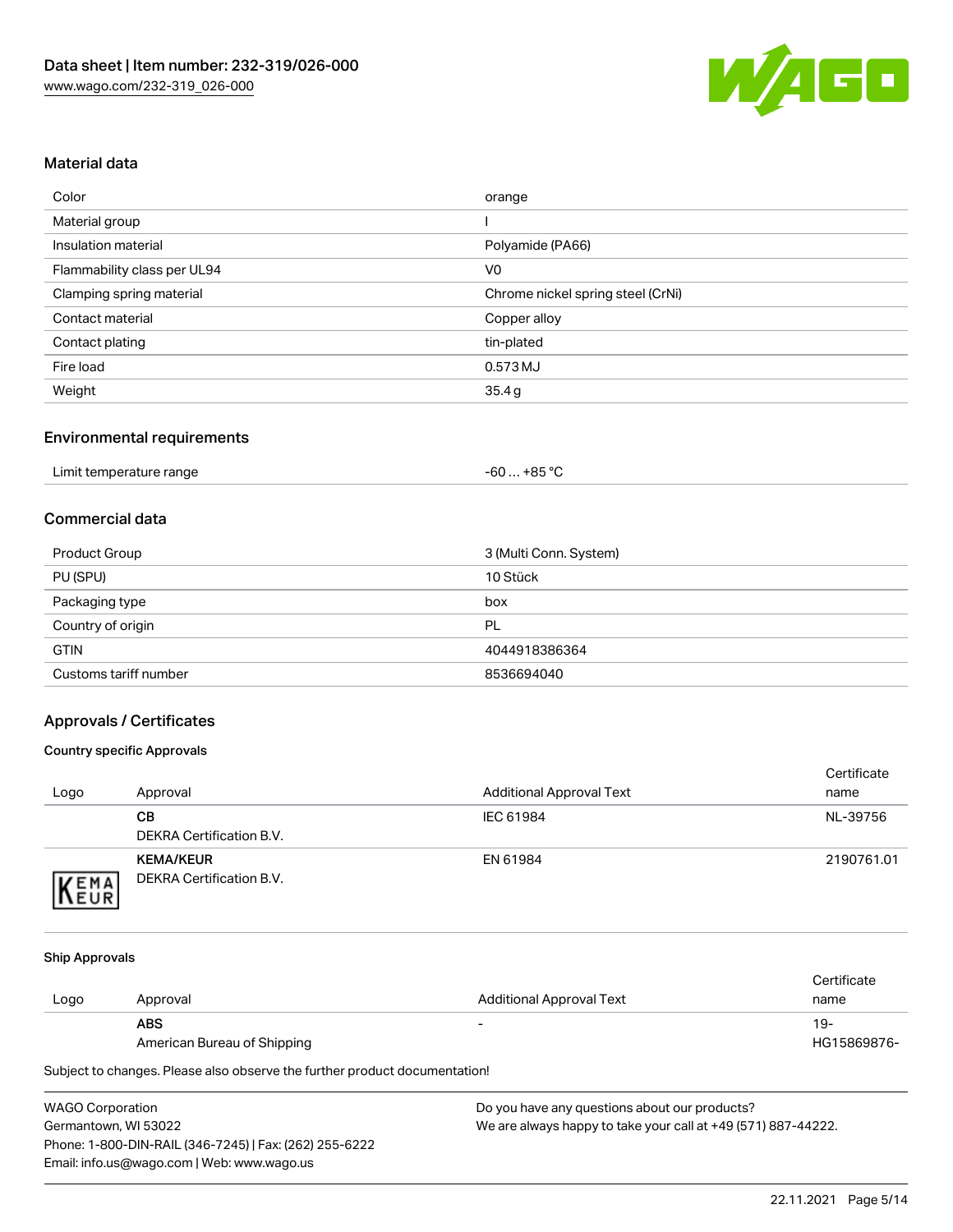## Material data

| | |
|---|---|
| Color | orange |
| Material group | I |
| Insulation material | Polyamide (PA66) |
| Flammability class per UL94 | V0 |
| Clamping spring material | Chrome nickel spring steel (CrNi) |
| Contact material | Copper alloy |
| Contact plating | tin-plated |
| Fire load | 0.573 MJ |
| Weight | 35.4 g |

## Environmental requirements

| | |
|---|---|
| Limit temperature range | -60 … +85 °C |

## Commercial data

| | |
|---|---|
| Product Group | 3 (Multi Conn. System) |
| PU (SPU) | 10 Stück |
| Packaging type | box |
| Country of origin | PL |
| GTIN | 4044918386364 |
| Customs tariff number | 8536694040 |

## Approvals / Certificates

### Country specific Approvals

| Logo | Approval | Additional Approval Text | Certificate name |
|---|---|---|---|
| | **CB**<br>DEKRA Certification B.V. | IEC 61984 | NL-39756 |
| | **KEMA/KEUR**<br>DEKRA Certification B.V. | EN 61984 | 2190761.01 |

### Ship Approvals

| Logo | Approval | Additional Approval Text | Certificate name |
|---|---|---|---|
| | **ABS**<br>American Bureau of Shipping | - | 19-HG15869876- |

Subject to changes. Please also observe the further product documentation!

WAGO Corporation
Germantown, WI 53022
Phone: 1-800-DIN-RAIL (346-7245) | Fax: (262) 255-6222
Email: info.us@wago.com | Web: www.wago.us

Do you have any questions about our products?
We are always happy to take your call at +49 (571) 887-44222.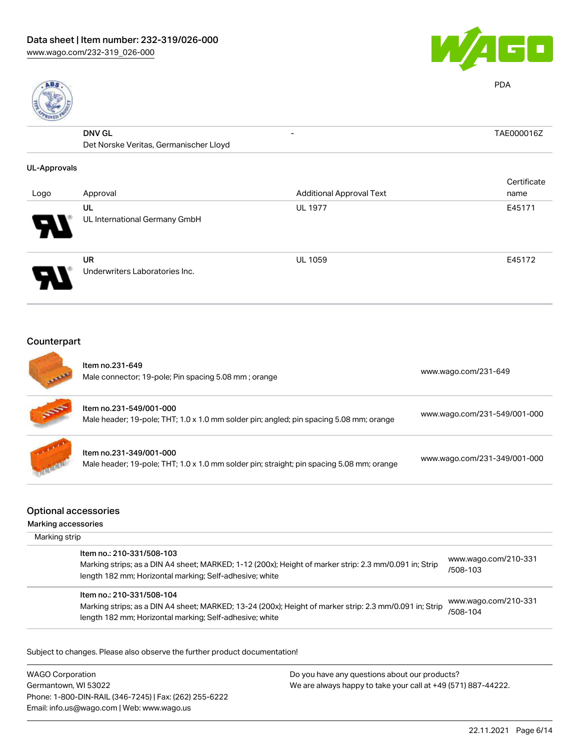| | | | |
|---|---|---|---|
| | **DNV GL** Det Norske Veritas, Germanischer Lloyd | - | TAE000016Z |

**UL-Approvals**

| Logo | Approval | Additional Approval Text | Certificate name |
|---|---|---|---|
| | **UL** UL International Germany GmbH | UL 1977 | E45171 |
| | **UR** Underwriters Laboratories Inc. | UL 1059 | E45172 |

## Counterpart

| | | |
|---|---|---|
| | **Item no.231-649** Male connector; 19-pole; Pin spacing 5.08 mm ; orange | www.wago.com/231-649 |
| | **Item no.231-549/001-000** Male header; 19-pole; THT; 1.0 x 1.0 mm solder pin; angled; pin spacing 5.08 mm; orange | www.wago.com/231-549/001-000 |
| | **Item no.231-349/001-000** Male header; 19-pole; THT; 1.0 x 1.0 mm solder pin; straight; pin spacing 5.08 mm; orange | www.wago.com/231-349/001-000 |

## Optional accessories

**Marking accessories**

Marking strip

| | | |
|---|---|---|
| | **Item no.: 210-331/508-103** Marking strips; as a DIN A4 sheet; MARKED; 1-12 (200x); Height of marker strip: 2.3 mm/0.091 in; Strip length 182 mm; Horizontal marking; Self-adhesive; white | www.wago.com/210-331/508-103 |
| | **Item no.: 210-331/508-104** Marking strips; as a DIN A4 sheet; MARKED; 13-24 (200x); Height of marker strip: 2.3 mm/0.091 in; Strip length 182 mm; Horizontal marking; Self-adhesive; white | www.wago.com/210-331/508-104 |

Subject to changes. Please also observe the further product documentation!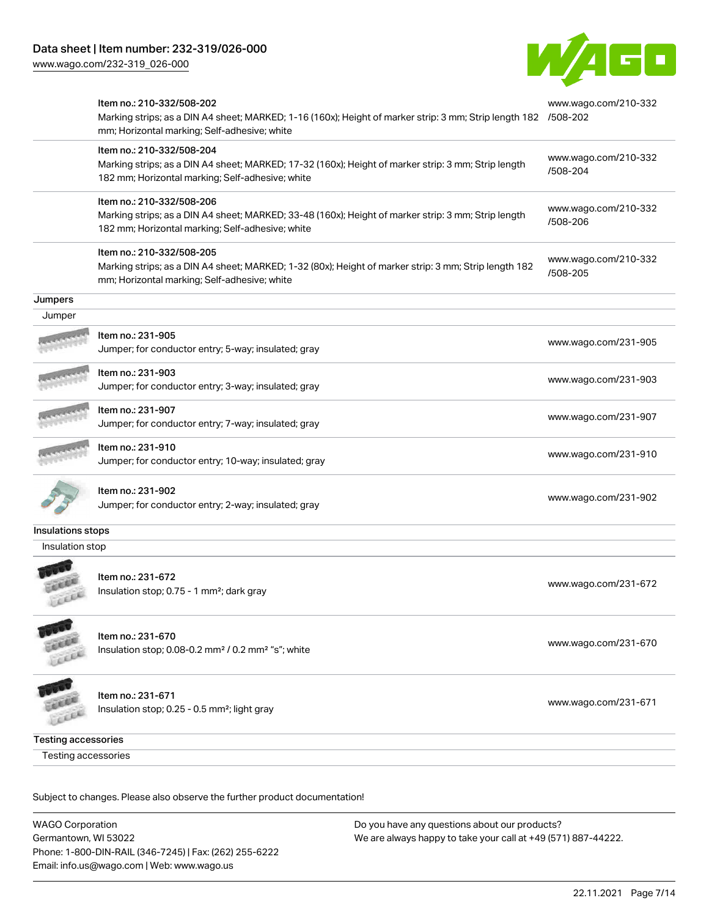| | | |
|---|---|---|
| | Item no.: 210-332/508-202<br>Marking strips; as a DIN A4 sheet; MARKED; 1-16 (160x); Height of marker strip: 3 mm; Strip length 182 mm; Horizontal marking; Self-adhesive; white | www.wago.com/210-332/508-202 |
| | Item no.: 210-332/508-204<br>Marking strips; as a DIN A4 sheet; MARKED; 17-32 (160x); Height of marker strip: 3 mm; Strip length 182 mm; Horizontal marking; Self-adhesive; white | www.wago.com/210-332/508-204 |
| | Item no.: 210-332/508-206<br>Marking strips; as a DIN A4 sheet; MARKED; 33-48 (160x); Height of marker strip: 3 mm; Strip length 182 mm; Horizontal marking; Self-adhesive; white | www.wago.com/210-332/508-206 |
| | Item no.: 210-332/508-205<br>Marking strips; as a DIN A4 sheet; MARKED; 1-32 (80x); Height of marker strip: 3 mm; Strip length 182 mm; Horizontal marking; Self-adhesive; white | www.wago.com/210-332/508-205 |

**Jumpers**

Jumper

| | | |
|---|---|---|
| | Item no.: 231-905<br>Jumper; for conductor entry; 5-way; insulated; gray | www.wago.com/231-905 |
| | Item no.: 231-903<br>Jumper; for conductor entry; 3-way; insulated; gray | www.wago.com/231-903 |
| | Item no.: 231-907<br>Jumper; for conductor entry; 7-way; insulated; gray | www.wago.com/231-907 |
| | Item no.: 231-910<br>Jumper; for conductor entry; 10-way; insulated; gray | www.wago.com/231-910 |
| | Item no.: 231-902<br>Jumper; for conductor entry; 2-way; insulated; gray | www.wago.com/231-902 |

**Insulations stops**

Insulation stop

| | | |
|---|---|---|
| | Item no.: 231-672<br>Insulation stop; 0.75 - 1 mm²; dark gray | www.wago.com/231-672 |
| | Item no.: 231-670<br>Insulation stop; 0.08-0.2 mm² / 0.2 mm² "s"; white | www.wago.com/231-670 |
| | Item no.: 231-671<br>Insulation stop; 0.25 - 0.5 mm²; light gray | www.wago.com/231-671 |

**Testing accessories**

Testing accessories

Subject to changes. Please also observe the further product documentation!

WAGO Corporation
Germantown, WI 53022
Phone: 1-800-DIN-RAIL (346-7245) | Fax: (262) 255-6222
Email: info.us@wago.com | Web: www.wago.us

Do you have any questions about our products?
We are always happy to take your call at +49 (571) 887-44222.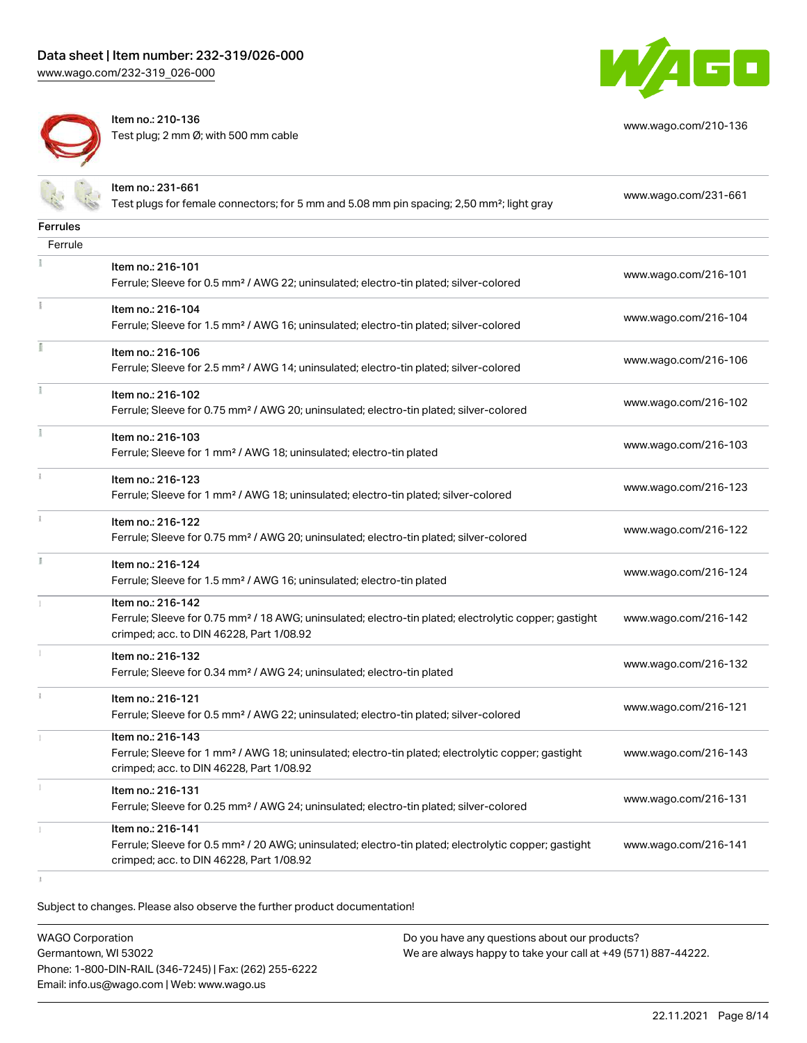| | | |
|---|---|---|
| | Item no.: 210-136<br>Test plug; 2 mm Ø; with 500 mm cable | www.wago.com/210-136 |
| | Item no.: 231-661<br>Test plugs for female connectors; for 5 mm and 5.08 mm pin spacing; 2,50 mm²; light gray | www.wago.com/231-661 |

**Ferrules**

| Ferrule | | |
|---|---|---|
| | Item no.: 216-101<br>Ferrule; Sleeve for 0.5 mm² / AWG 22; uninsulated; electro-tin plated; silver-colored | www.wago.com/216-101 |
| | Item no.: 216-104<br>Ferrule; Sleeve for 1.5 mm² / AWG 16; uninsulated; electro-tin plated; silver-colored | www.wago.com/216-104 |
| | Item no.: 216-106<br>Ferrule; Sleeve for 2.5 mm² / AWG 14; uninsulated; electro-tin plated; silver-colored | www.wago.com/216-106 |
| | Item no.: 216-102<br>Ferrule; Sleeve for 0.75 mm² / AWG 20; uninsulated; electro-tin plated; silver-colored | www.wago.com/216-102 |
| | Item no.: 216-103<br>Ferrule; Sleeve for 1 mm² / AWG 18; uninsulated; electro-tin plated | www.wago.com/216-103 |
| | Item no.: 216-123<br>Ferrule; Sleeve for 1 mm² / AWG 18; uninsulated; electro-tin plated; silver-colored | www.wago.com/216-123 |
| | Item no.: 216-122<br>Ferrule; Sleeve for 0.75 mm² / AWG 20; uninsulated; electro-tin plated; silver-colored | www.wago.com/216-122 |
| | Item no.: 216-124<br>Ferrule; Sleeve for 1.5 mm² / AWG 16; uninsulated; electro-tin plated | www.wago.com/216-124 |
| | Item no.: 216-142<br>Ferrule; Sleeve for 0.75 mm² / 18 AWG; uninsulated; electro-tin plated; electrolytic copper; gastight crimped; acc. to DIN 46228, Part 1/08.92 | www.wago.com/216-142 |
| | Item no.: 216-132<br>Ferrule; Sleeve for 0.34 mm² / AWG 24; uninsulated; electro-tin plated | www.wago.com/216-132 |
| | Item no.: 216-121<br>Ferrule; Sleeve for 0.5 mm² / AWG 22; uninsulated; electro-tin plated; silver-colored | www.wago.com/216-121 |
| | Item no.: 216-143<br>Ferrule; Sleeve for 1 mm² / AWG 18; uninsulated; electro-tin plated; electrolytic copper; gastight crimped; acc. to DIN 46228, Part 1/08.92 | www.wago.com/216-143 |
| | Item no.: 216-131<br>Ferrule; Sleeve for 0.25 mm² / AWG 24; uninsulated; electro-tin plated; silver-colored | www.wago.com/216-131 |
| | Item no.: 216-141<br>Ferrule; Sleeve for 0.5 mm² / 20 AWG; uninsulated; electro-tin plated; electrolytic copper; gastight crimped; acc. to DIN 46228, Part 1/08.92 | www.wago.com/216-141 |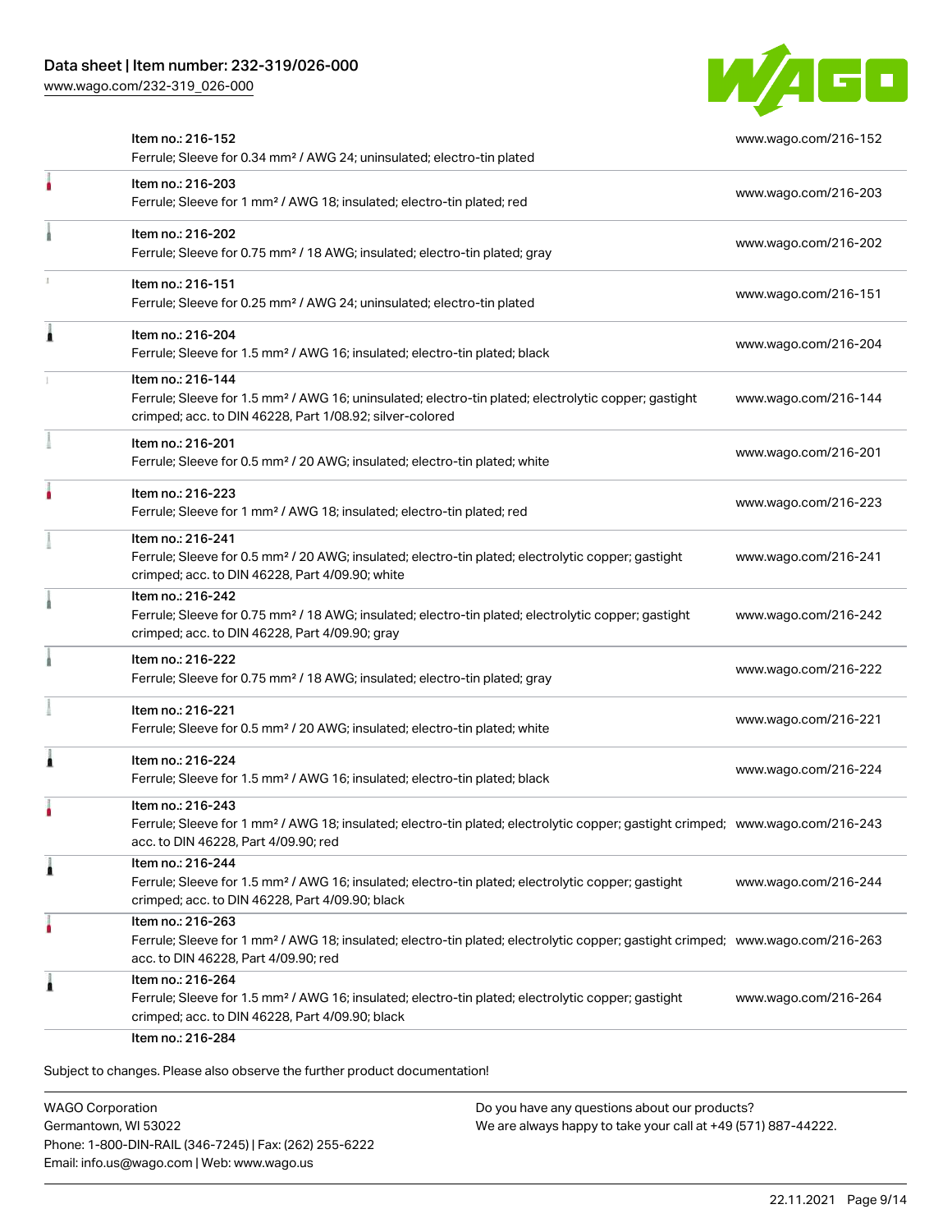| Item | URL |
| --- | --- |
| Item no.: 216-152<br>Ferrule; Sleeve for 0.34 mm² / AWG 24; uninsulated; electro-tin plated | www.wago.com/216-152 |
| Item no.: 216-203<br>Ferrule; Sleeve for 1 mm² / AWG 18; insulated; electro-tin plated; red | www.wago.com/216-203 |
| Item no.: 216-202<br>Ferrule; Sleeve for 0.75 mm² / 18 AWG; insulated; electro-tin plated; gray | www.wago.com/216-202 |
| Item no.: 216-151<br>Ferrule; Sleeve for 0.25 mm² / AWG 24; uninsulated; electro-tin plated | www.wago.com/216-151 |
| Item no.: 216-204<br>Ferrule; Sleeve for 1.5 mm² / AWG 16; insulated; electro-tin plated; black | www.wago.com/216-204 |
| Item no.: 216-144<br>Ferrule; Sleeve for 1.5 mm² / AWG 16; uninsulated; electro-tin plated; electrolytic copper; gastight crimped; acc. to DIN 46228, Part 1/08.92; silver-colored | www.wago.com/216-144 |
| Item no.: 216-201<br>Ferrule; Sleeve for 0.5 mm² / 20 AWG; insulated; electro-tin plated; white | www.wago.com/216-201 |
| Item no.: 216-223<br>Ferrule; Sleeve for 1 mm² / AWG 18; insulated; electro-tin plated; red | www.wago.com/216-223 |
| Item no.: 216-241<br>Ferrule; Sleeve for 0.5 mm² / 20 AWG; insulated; electro-tin plated; electrolytic copper; gastight crimped; acc. to DIN 46228, Part 4/09.90; white | www.wago.com/216-241 |
| Item no.: 216-242<br>Ferrule; Sleeve for 0.75 mm² / 18 AWG; insulated; electro-tin plated; electrolytic copper; gastight crimped; acc. to DIN 46228, Part 4/09.90; gray | www.wago.com/216-242 |
| Item no.: 216-222<br>Ferrule; Sleeve for 0.75 mm² / 18 AWG; insulated; electro-tin plated; gray | www.wago.com/216-222 |
| Item no.: 216-221<br>Ferrule; Sleeve for 0.5 mm² / 20 AWG; insulated; electro-tin plated; white | www.wago.com/216-221 |
| Item no.: 216-224<br>Ferrule; Sleeve for 1.5 mm² / AWG 16; insulated; electro-tin plated; black | www.wago.com/216-224 |
| Item no.: 216-243<br>Ferrule; Sleeve for 1 mm² / AWG 18; insulated; electro-tin plated; electrolytic copper; gastight crimped; acc. to DIN 46228, Part 4/09.90; red | www.wago.com/216-243 |
| Item no.: 216-244<br>Ferrule; Sleeve for 1.5 mm² / AWG 16; insulated; electro-tin plated; electrolytic copper; gastight crimped; acc. to DIN 46228, Part 4/09.90; black | www.wago.com/216-244 |
| Item no.: 216-263<br>Ferrule; Sleeve for 1 mm² / AWG 18; insulated; electro-tin plated; electrolytic copper; gastight crimped; acc. to DIN 46228, Part 4/09.90; red | www.wago.com/216-263 |
| Item no.: 216-264<br>Ferrule; Sleeve for 1.5 mm² / AWG 16; insulated; electro-tin plated; electrolytic copper; gastight crimped; acc. to DIN 46228, Part 4/09.90; black | www.wago.com/216-264 |
| Item no.: 216-284 | |

Subject to changes. Please also observe the further product documentation!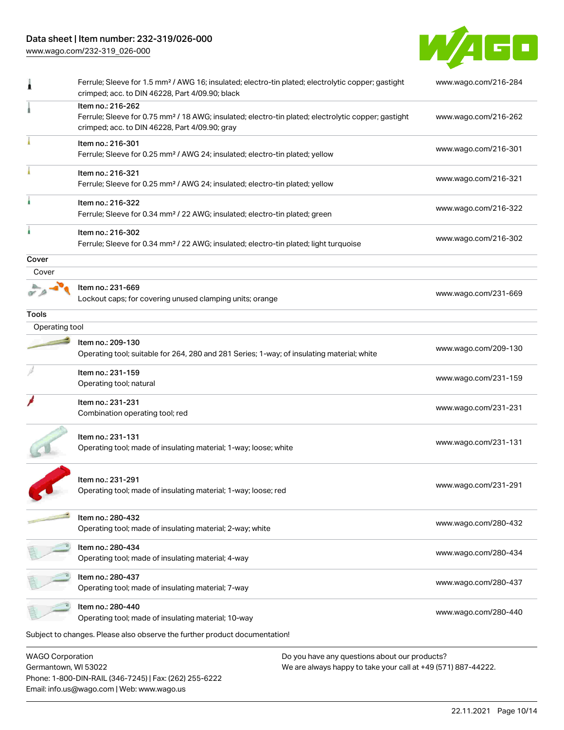| | | |
|---|---|---|
| | Ferrule; Sleeve for 1.5 mm² / AWG 16; insulated; electro-tin plated; electrolytic copper; gastight crimped; acc. to DIN 46228, Part 4/09.90; black | www.wago.com/216-284 |
| | Item no.: 216-262<br>Ferrule; Sleeve for 0.75 mm² / 18 AWG; insulated; electro-tin plated; electrolytic copper; gastight crimped; acc. to DIN 46228, Part 4/09.90; gray | www.wago.com/216-262 |
| | Item no.: 216-301<br>Ferrule; Sleeve for 0.25 mm² / AWG 24; insulated; electro-tin plated; yellow | www.wago.com/216-301 |
| | Item no.: 216-321<br>Ferrule; Sleeve for 0.25 mm² / AWG 24; insulated; electro-tin plated; yellow | www.wago.com/216-321 |
| | Item no.: 216-322<br>Ferrule; Sleeve for 0.34 mm² / 22 AWG; insulated; electro-tin plated; green | www.wago.com/216-322 |
| | Item no.: 216-302<br>Ferrule; Sleeve for 0.34 mm² / 22 AWG; insulated; electro-tin plated; light turquoise | www.wago.com/216-302 |
| **Cover** | | |
| Cover | | |
| | Item no.: 231-669<br>Lockout caps; for covering unused clamping units; orange | www.wago.com/231-669 |
| **Tools** | | |
| Operating tool | | |
| | Item no.: 209-130<br>Operating tool; suitable for 264, 280 and 281 Series; 1-way; of insulating material; white | www.wago.com/209-130 |
| | Item no.: 231-159<br>Operating tool; natural | www.wago.com/231-159 |
| | Item no.: 231-231<br>Combination operating tool; red | www.wago.com/231-231 |
| | Item no.: 231-131<br>Operating tool; made of insulating material; 1-way; loose; white | www.wago.com/231-131 |
| | Item no.: 231-291<br>Operating tool; made of insulating material; 1-way; loose; red | www.wago.com/231-291 |
| | Item no.: 280-432<br>Operating tool; made of insulating material; 2-way; white | www.wago.com/280-432 |
| | Item no.: 280-434<br>Operating tool; made of insulating material; 4-way | www.wago.com/280-434 |
| | Item no.: 280-437<br>Operating tool; made of insulating material; 7-way | www.wago.com/280-437 |
| | Item no.: 280-440<br>Operating tool; made of insulating material; 10-way | www.wago.com/280-440 |

Subject to changes. Please also observe the further product documentation!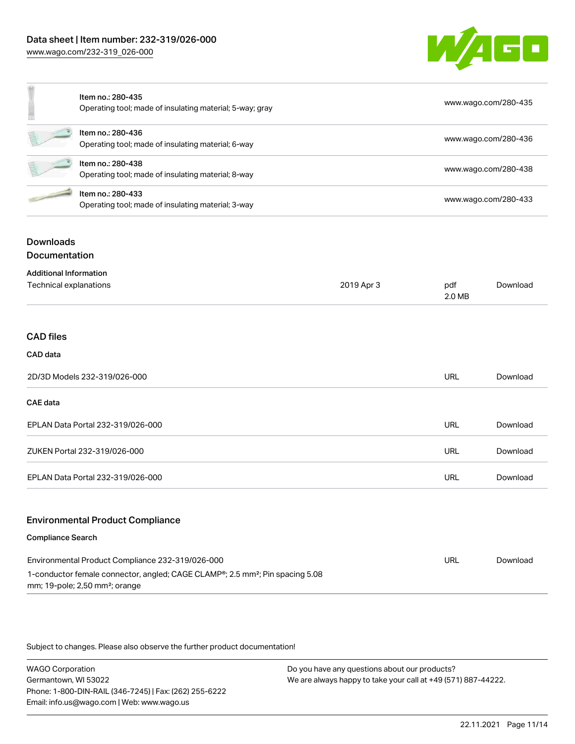| Item | URL |
| --- | --- |
| Item no.: 280-435<br>Operating tool; made of insulating material; 5-way; gray | www.wago.com/280-435 |
| Item no.: 280-436<br>Operating tool; made of insulating material; 6-way | www.wago.com/280-436 |
| Item no.: 280-438<br>Operating tool; made of insulating material; 8-way | www.wago.com/280-438 |
| Item no.: 280-433<br>Operating tool; made of insulating material; 3-way | www.wago.com/280-433 |

## Downloads

### Documentation

**Additional Information**

| | | | |
| --- | --- | --- | --- |
| Technical explanations | 2019 Apr 3 | pdf<br>2.0 MB | Download |

### CAD files

**CAD data**

| | | |
| --- | --- | --- |
| 2D/3D Models 232-319/026-000 | URL | Download |

**CAE data**

| | | |
| --- | --- | --- |
| EPLAN Data Portal 232-319/026-000 | URL | Download |
| ZUKEN Portal 232-319/026-000 | URL | Download |
| EPLAN Data Portal 232-319/026-000 | URL | Download |

### Environmental Product Compliance

**Compliance Search**

| | | |
| --- | --- | --- |
| Environmental Product Compliance 232-319/026-000<br>1-conductor female connector, angled; CAGE CLAMP®; 2.5 mm²; Pin spacing 5.08 mm; 19-pole; 2,50 mm²; orange | URL | Download |

Subject to changes. Please also observe the further product documentation!

WAGO Corporation
Germantown, WI 53022
Phone: 1-800-DIN-RAIL (346-7245) | Fax: (262) 255-6222
Email: info.us@wago.com | Web: www.wago.us

Do you have any questions about our products?
We are always happy to take your call at +49 (571) 887-44222.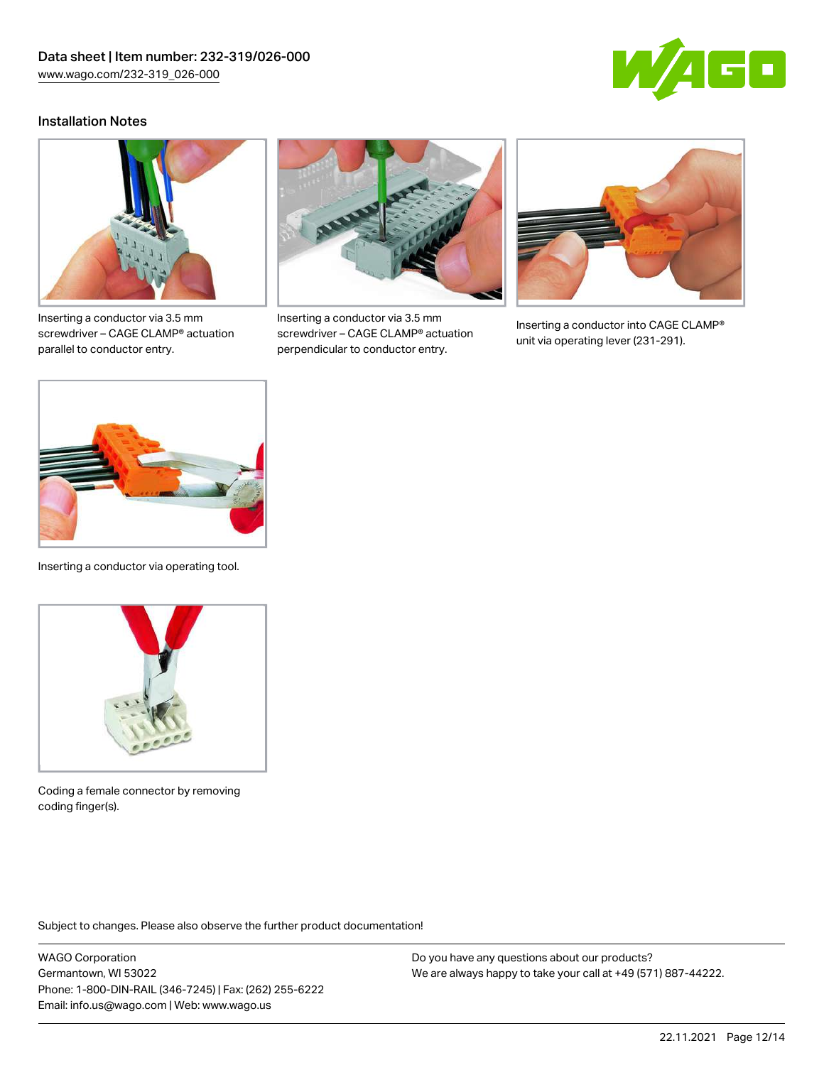## Installation Notes

Inserting a conductor via 3.5 mm screwdriver – CAGE CLAMP® actuation parallel to conductor entry.

Inserting a conductor via 3.5 mm screwdriver – CAGE CLAMP® actuation perpendicular to conductor entry.

Inserting a conductor into CAGE CLAMP® unit via operating lever (231-291).

Inserting a conductor via operating tool.

Coding a female connector by removing coding finger(s).

Subject to changes. Please also observe the further product documentation!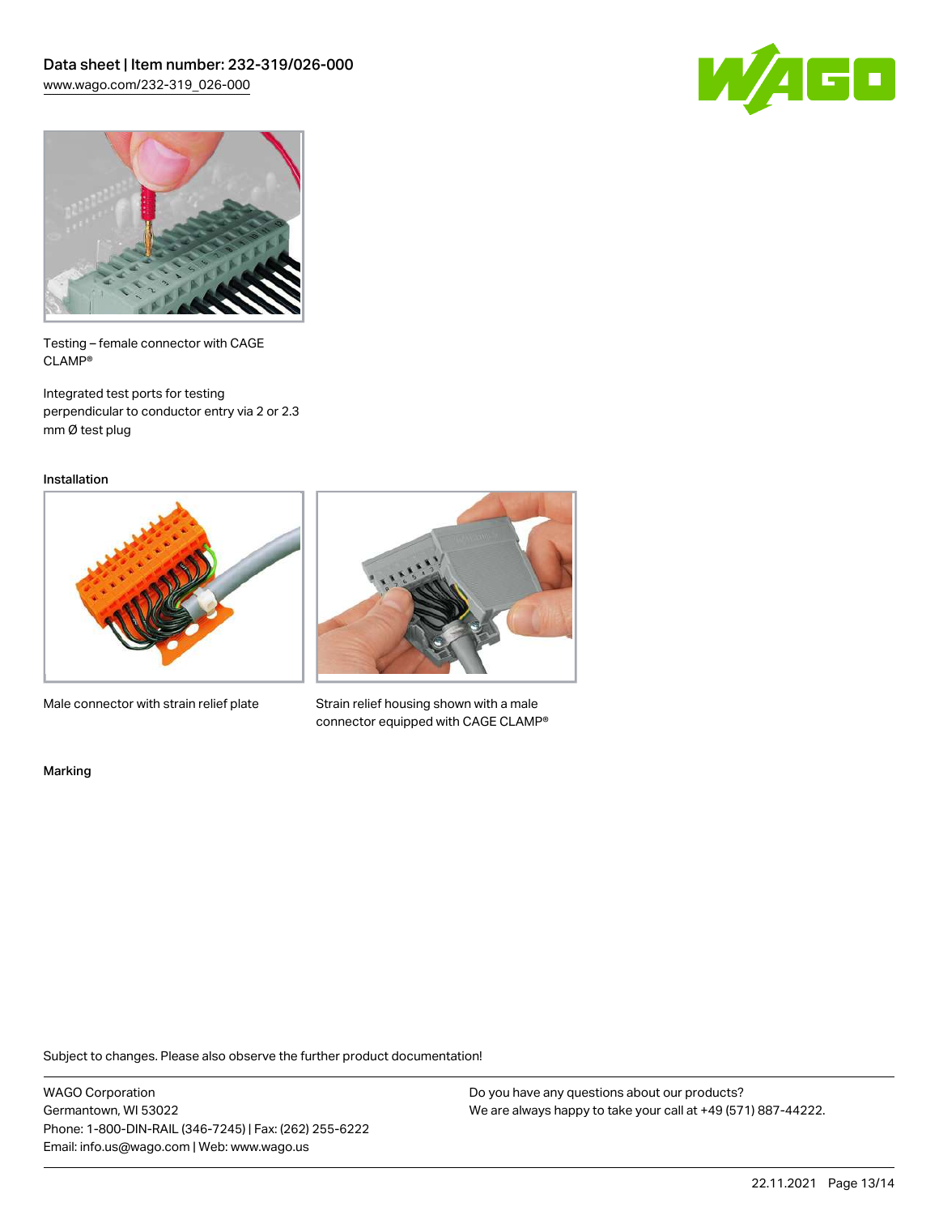Testing – female connector with CAGE CLAMP®

Integrated test ports for testing perpendicular to conductor entry via 2 or 2.3 mm Ø test plug

Installation

Male connector with strain relief plate

Strain relief housing shown with a male connector equipped with CAGE CLAMP®

Marking

Subject to changes. Please also observe the further product documentation!

WAGO Corporation
Germantown, WI 53022
Phone: 1-800-DIN-RAIL (346-7245) | Fax: (262) 255-6222
Email: info.us@wago.com | Web: www.wago.us

Do you have any questions about our products?
We are always happy to take your call at +49 (571) 887-44222.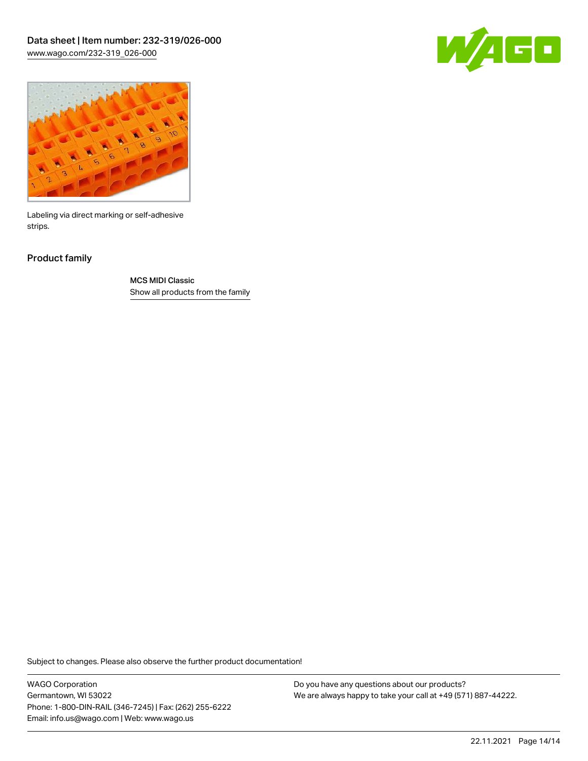Labeling via direct marking or self-adhesive strips.

## Product family

MCS MIDI Classic
Show all products from the family

Subject to changes. Please also observe the further product documentation!

WAGO Corporation
Germantown, WI 53022
Phone: 1-800-DIN-RAIL (346-7245) | Fax: (262) 255-6222
Email: info.us@wago.com | Web: www.wago.us

Do you have any questions about our products?
We are always happy to take your call at +49 (571) 887-44222.